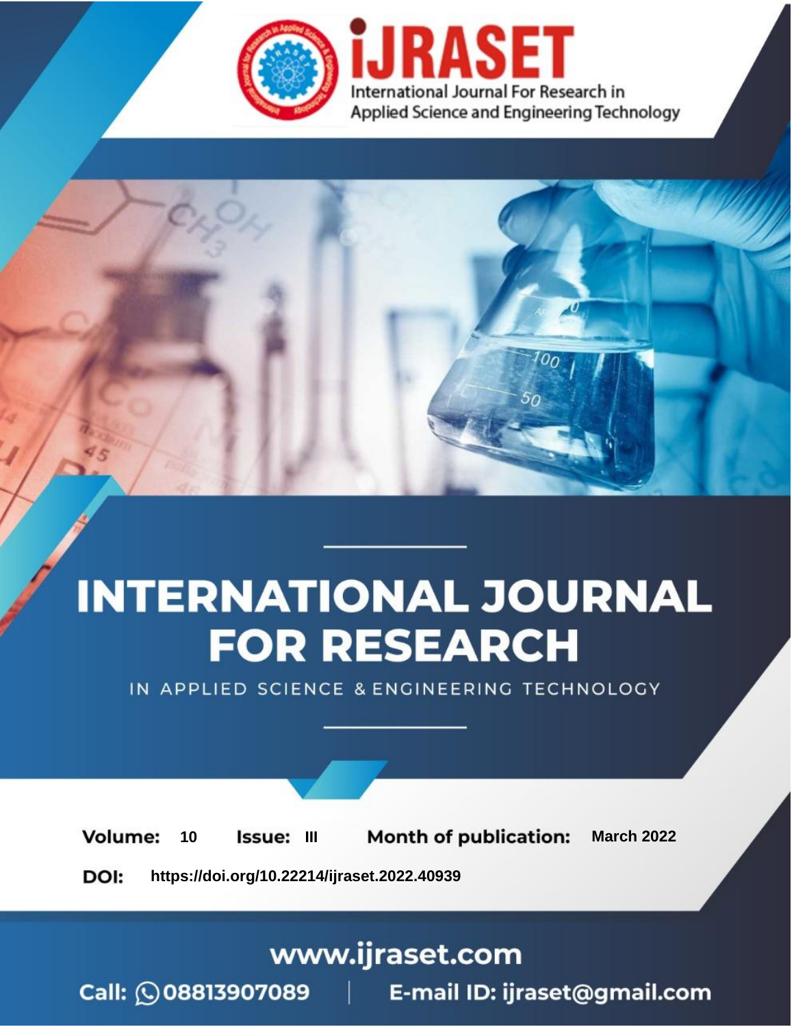# iJRASET

International Journal For Research in Applied Science and Engineering Technology

# INTERNATIONAL JOURNAL FOR RESEARCH

IN APPLIED SCIENCE & ENGINEERING TECHNOLOGY

**Volume:** 10 **Issue:** III **Month of publication:** March 2022

**DOI:** https://doi.org/10.22214/ijraset.2022.40939

www.ijraset.com

Call: 08813907089 | E-mail ID: ijraset@gmail.com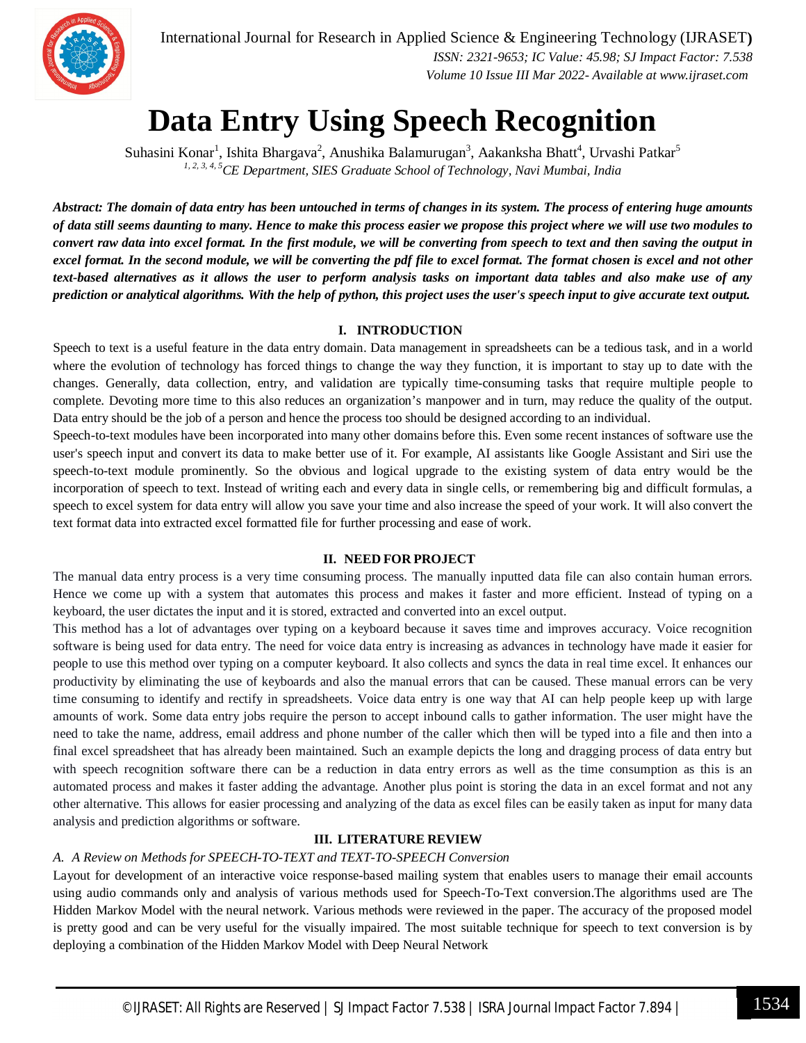# Data Entry Using Speech Recognition

Suhasini Konar[1], Ishita Bhargava[2], Anushika Balamurugan[3], Aakanksha Bhatt[4], Urvashi Patkar[5]

*[1, 2, 3, 4, 5]CE Department, SIES Graduate School of Technology, Navi Mumbai, India*

***Abstract: The domain of data entry has been untouched in terms of changes in its system. The process of entering huge amounts of data still seems daunting to many. Hence to make this process easier we propose this project where we will use two modules to convert raw data into excel format. In the first module, we will be converting from speech to text and then saving the output in excel format. In the second module, we will be converting the pdf file to excel format. The format chosen is excel and not other text-based alternatives as it allows the user to perform analysis tasks on important data tables and also make use of any prediction or analytical algorithms. With the help of python, this project uses the user's speech input to give accurate text output.***

## I. INTRODUCTION

Speech to text is a useful feature in the data entry domain. Data management in spreadsheets can be a tedious task, and in a world where the evolution of technology has forced things to change the way they function, it is important to stay up to date with the changes. Generally, data collection, entry, and validation are typically time-consuming tasks that require multiple people to complete. Devoting more time to this also reduces an organization's manpower and in turn, may reduce the quality of the output. Data entry should be the job of a person and hence the process too should be designed according to an individual.

Speech-to-text modules have been incorporated into many other domains before this. Even some recent instances of software use the user's speech input and convert its data to make better use of it. For example, AI assistants like Google Assistant and Siri use the speech-to-text module prominently. So the obvious and logical upgrade to the existing system of data entry would be the incorporation of speech to text. Instead of writing each and every data in single cells, or remembering big and difficult formulas, a speech to excel system for data entry will allow you save your time and also increase the speed of your work. It will also convert the text format data into extracted excel formatted file for further processing and ease of work.

## II. NEED FOR PROJECT

The manual data entry process is a very time consuming process. The manually inputted data file can also contain human errors. Hence we come up with a system that automates this process and makes it faster and more efficient. Instead of typing on a keyboard, the user dictates the input and it is stored, extracted and converted into an excel output.

This method has a lot of advantages over typing on a keyboard because it saves time and improves accuracy. Voice recognition software is being used for data entry. The need for voice data entry is increasing as advances in technology have made it easier for people to use this method over typing on a computer keyboard. It also collects and syncs the data in real time excel. It enhances our productivity by eliminating the use of keyboards and also the manual errors that can be caused. These manual errors can be very time consuming to identify and rectify in spreadsheets. Voice data entry is one way that AI can help people keep up with large amounts of work. Some data entry jobs require the person to accept inbound calls to gather information. The user might have the need to take the name, address, email address and phone number of the caller which then will be typed into a file and then into a final excel spreadsheet that has already been maintained. Such an example depicts the long and dragging process of data entry but with speech recognition software there can be a reduction in data entry errors as well as the time consumption as this is an automated process and makes it faster adding the advantage. Another plus point is storing the data in an excel format and not any other alternative. This allows for easier processing and analyzing of the data as excel files can be easily taken as input for many data analysis and prediction algorithms or software.

## III. LITERATURE REVIEW

### *A. A Review on Methods for SPEECH-TO-TEXT and TEXT-TO-SPEECH Conversion*

Layout for development of an interactive voice response-based mailing system that enables users to manage their email accounts using audio commands only and analysis of various methods used for Speech-To-Text conversion.The algorithms used are The Hidden Markov Model with the neural network. Various methods were reviewed in the paper. The accuracy of the proposed model is pretty good and can be very useful for the visually impaired. The most suitable technique for speech to text conversion is by deploying a combination of the Hidden Markov Model with Deep Neural Network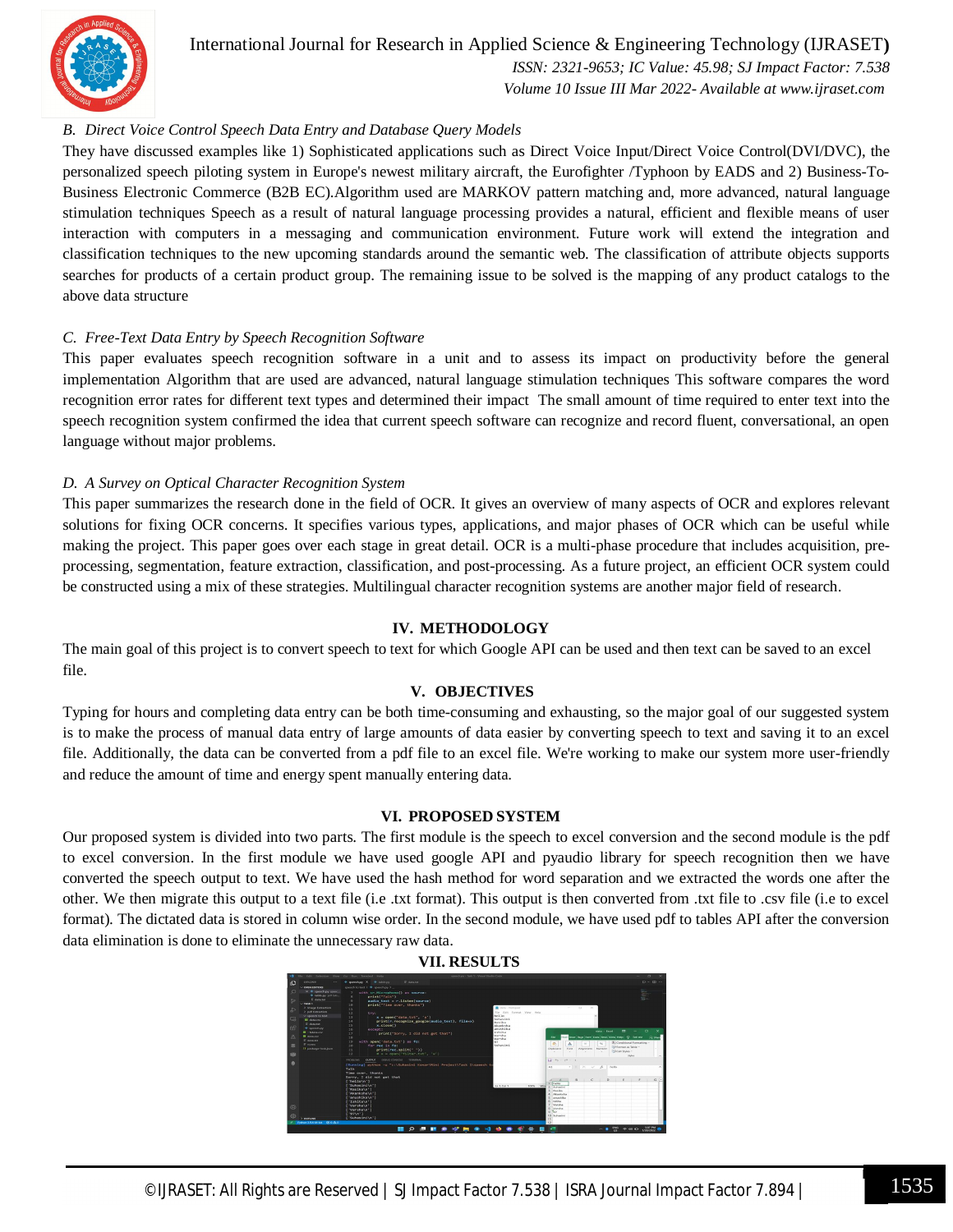### B. Direct Voice Control Speech Data Entry and Database Query Models

They have discussed examples like 1) Sophisticated applications such as Direct Voice Input/Direct Voice Control(DVI/DVC), the personalized speech piloting system in Europe's newest military aircraft, the Eurofighter /Typhoon by EADS and 2) Business-To-Business Electronic Commerce (B2B EC).Algorithm used are MARKOV pattern matching and, more advanced, natural language stimulation techniques Speech as a result of natural language processing provides a natural, efficient and flexible means of user interaction with computers in a messaging and communication environment. Future work will extend the integration and classification techniques to the new upcoming standards around the semantic web. The classification of attribute objects supports searches for products of a certain product group. The remaining issue to be solved is the mapping of any product catalogs to the above data structure

### C. Free-Text Data Entry by Speech Recognition Software

This paper evaluates speech recognition software in a unit and to assess its impact on productivity before the general implementation Algorithm that are used are advanced, natural language stimulation techniques This software compares the word recognition error rates for different text types and determined their impact The small amount of time required to enter text into the speech recognition system confirmed the idea that current speech software can recognize and record fluent, conversational, an open language without major problems.

### D. A Survey on Optical Character Recognition System

This paper summarizes the research done in the field of OCR. It gives an overview of many aspects of OCR and explores relevant solutions for fixing OCR concerns. It specifies various types, applications, and major phases of OCR which can be useful while making the project. This paper goes over each stage in great detail. OCR is a multi-phase procedure that includes acquisition, pre-processing, segmentation, feature extraction, classification, and post-processing. As a future project, an efficient OCR system could be constructed using a mix of these strategies. Multilingual character recognition systems are another major field of research.

## IV. METHODOLOGY

The main goal of this project is to convert speech to text for which Google API can be used and then text can be saved to an excel file.

## V. OBJECTIVES

Typing for hours and completing data entry can be both time-consuming and exhausting, so the major goal of our suggested system is to make the process of manual data entry of large amounts of data easier by converting speech to text and saving it to an excel file. Additionally, the data can be converted from a pdf file to an excel file. We're working to make our system more user-friendly and reduce the amount of time and energy spent manually entering data.

## VI. PROPOSED SYSTEM

Our proposed system is divided into two parts. The first module is the speech to excel conversion and the second module is the pdf to excel conversion. In the first module we have used google API and pyaudio library for speech recognition then we have converted the speech output to text. We have used the hash method for word separation and we extracted the words one after the other. We then migrate this output to a text file (i.e .txt format). This output is then converted from .txt file to .csv file (i.e to excel format). The dictated data is stored in column wise order. In the second module, we have used pdf to tables API after the conversion data elimination is done to eliminate the unnecessary raw data.

## VII. RESULTS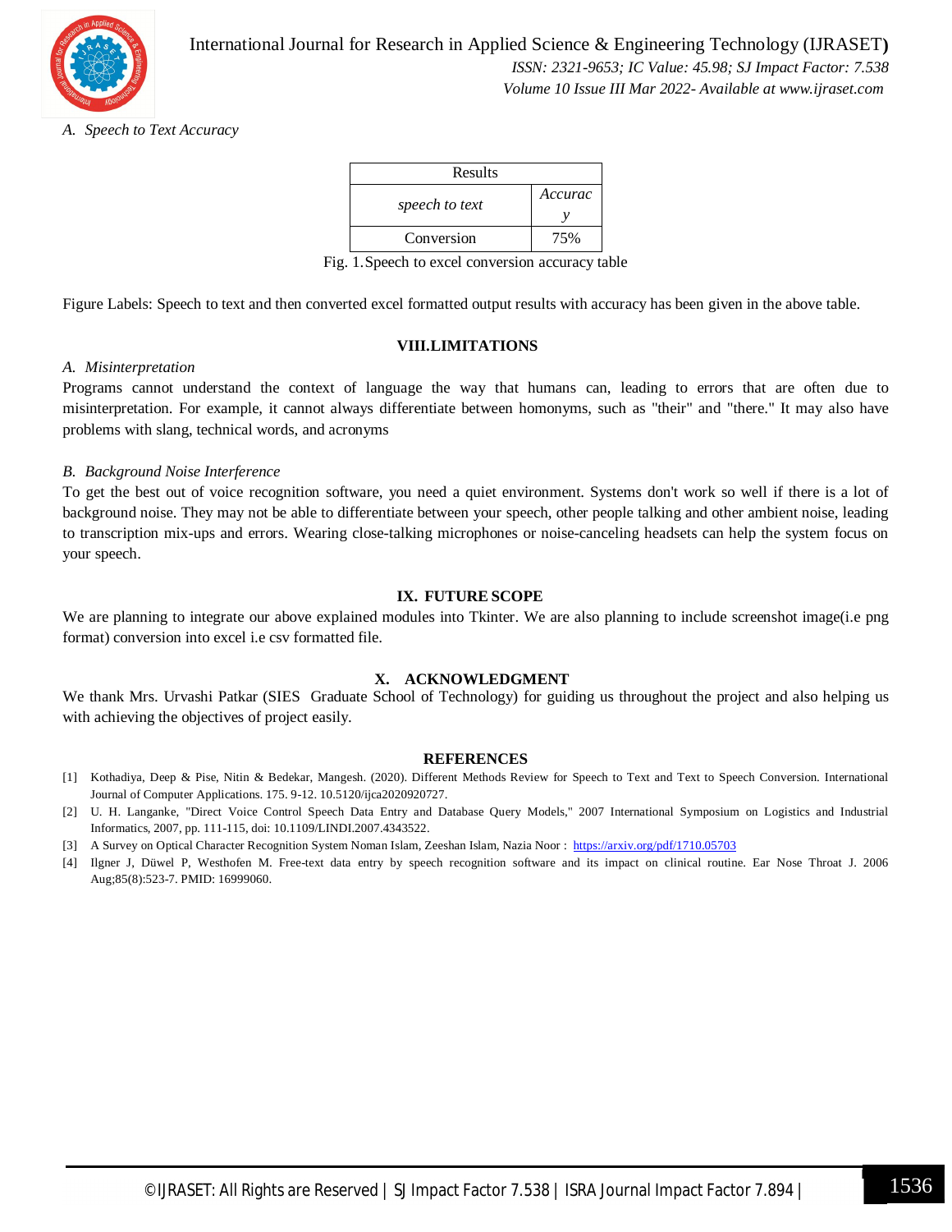### A. *Speech to Text Accuracy*

| Results | |
|---|---|
| *speech to text* | *Accuracy* |
| Conversion | 75% |

Fig. 1.Speech to excel conversion accuracy table

Figure Labels: Speech to text and then converted excel formatted output results with accuracy has been given in the above table.

## VIII.LIMITATIONS

### A. *Misinterpretation*

Programs cannot understand the context of language the way that humans can, leading to errors that are often due to misinterpretation. For example, it cannot always differentiate between homonyms, such as "their" and "there." It may also have problems with slang, technical words, and acronyms

### B. *Background Noise Interference*

To get the best out of voice recognition software, you need a quiet environment. Systems don't work so well if there is a lot of background noise. They may not be able to differentiate between your speech, other people talking and other ambient noise, leading to transcription mix-ups and errors. Wearing close-talking microphones or noise-canceling headsets can help the system focus on your speech.

## IX. FUTURE SCOPE

We are planning to integrate our above explained modules into Tkinter. We are also planning to include screenshot image(i.e png format) conversion into excel i.e csv formatted file.

## X. ACKNOWLEDGMENT

We thank Mrs. Urvashi Patkar (SIES Graduate School of Technology) for guiding us throughout the project and also helping us with achieving the objectives of project easily.

## REFERENCES

[1] Kothadiya, Deep & Pise, Nitin & Bedekar, Mangesh. (2020). Different Methods Review for Speech to Text and Text to Speech Conversion. International Journal of Computer Applications. 175. 9-12. 10.5120/ijca2020920727.

[2] U. H. Langanke, "Direct Voice Control Speech Data Entry and Database Query Models," 2007 International Symposium on Logistics and Industrial Informatics, 2007, pp. 111-115, doi: 10.1109/LINDI.2007.4343522.

[3] A Survey on Optical Character Recognition System Noman Islam, Zeeshan Islam, Nazia Noor : https://arxiv.org/pdf/1710.05703

[4] Ilgner J, Düwel P, Westhofen M. Free-text data entry by speech recognition software and its impact on clinical routine. Ear Nose Throat J. 2006 Aug;85(8):523-7. PMID: 16999060.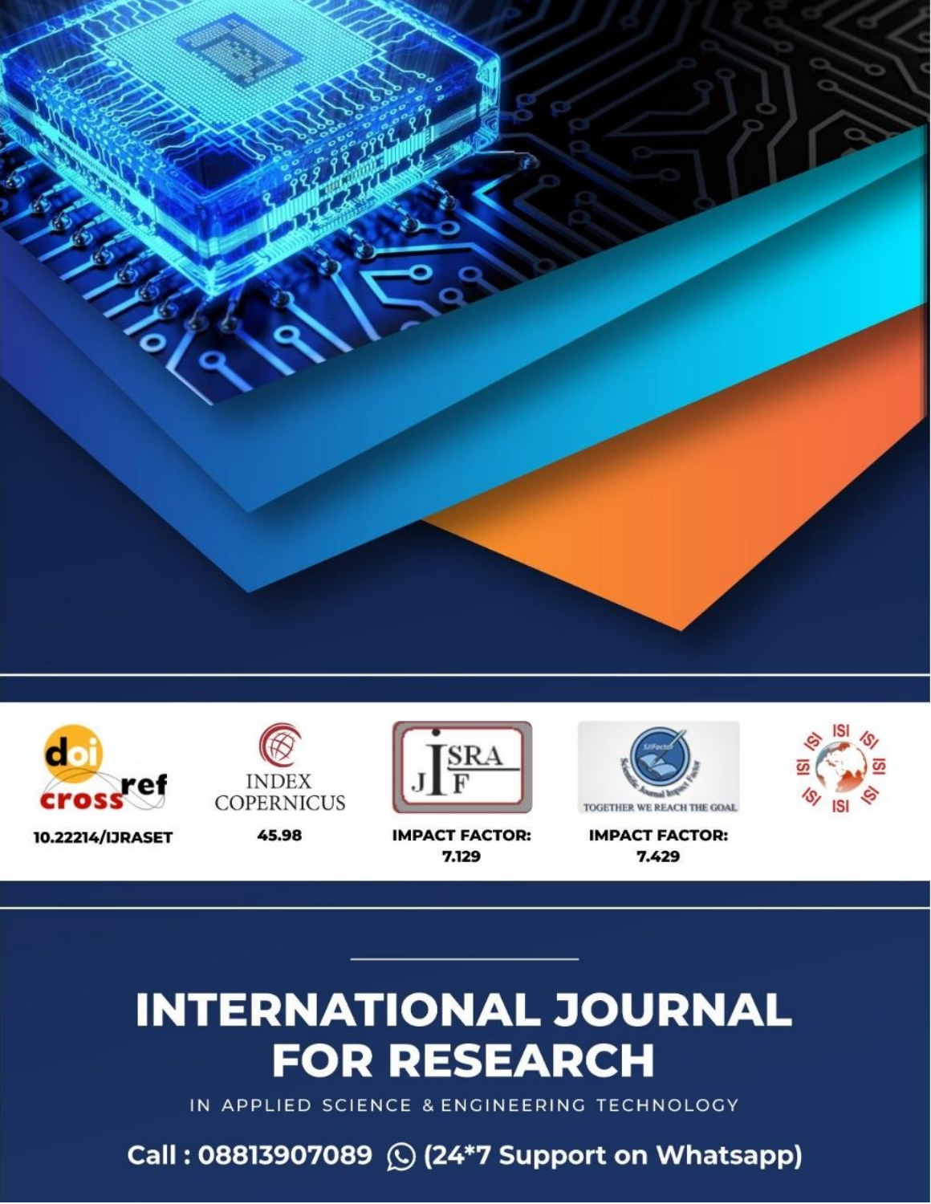10.22214/IJRASET

INDEX COPERNICUS

45.98

IMPACT FACTOR: 7.129

IMPACT FACTOR: 7.429

TOGETHER WE REACH THE GOAL

# INTERNATIONAL JOURNAL FOR RESEARCH

IN APPLIED SCIENCE & ENGINEERING TECHNOLOGY

Call : 08813907089 (24*7 Support on Whatsapp)